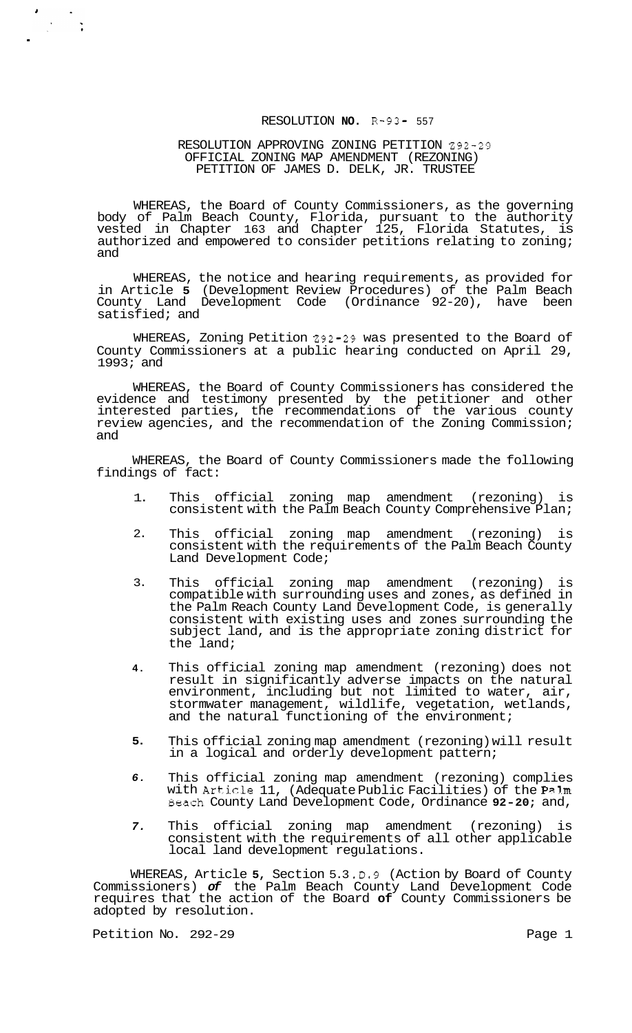RESOLUTION **NO.** R-93- 557

RESOLUTION APPROVING ZONING PETITION Z92-29
OFFICIAL ZONING MAP AMENDMENT (REZONING)
PETITION OF JAMES D. DELK, JR. TRUSTEE

WHEREAS, the Board of County Commissioners, as the governing body of Palm Beach County, Florida, pursuant to the authority vested in Chapter 163 and Chapter 125, Florida Statutes, is authorized and empowered to consider petitions relating to zoning; and

WHEREAS, the notice and hearing requirements, as provided for in Article **5** (Development Review Procedures) of the Palm Beach County Land Development Code (Ordinance 92-20), have been satisfied; and

WHEREAS, Zoning Petition Z92-29 was presented to the Board of County Commissioners at a public hearing conducted on April 29, 1993; and

WHEREAS, the Board of County Commissioners has considered the evidence and testimony presented by the petitioner and other interested parties, the recommendations of the various county review agencies, and the recommendation of the Zoning Commission; and

WHEREAS, the Board of County Commissioners made the following findings of fact:

1. This official zoning map amendment (rezoning) is consistent with the Palm Beach County Comprehensive Plan;

2. This official zoning map amendment (rezoning) is consistent with the requirements of the Palm Beach County Land Development Code;

3. This official zoning map amendment (rezoning) is compatible with surrounding uses and zones, as defined in the Palm Reach County Land Development Code, is generally consistent with existing uses and zones surrounding the subject land, and is the appropriate zoning district for the land;

4. This official zoning map amendment (rezoning) does not result in significantly adverse impacts on the natural environment, including but not limited to water, air, stormwater management, wildlife, vegetation, wetlands, and the natural functioning of the environment;

5. This official zoning map amendment (rezoning) will result in a logical and orderly development pattern;

6. This official zoning map amendment (rezoning) complies with Article 11, (Adequate Public Facilities) of the Palm Beach County Land Development Code, Ordinance **92-20;** and,

7. This official zoning map amendment (rezoning) is consistent with the requirements of all other applicable local land development regulations.

WHEREAS, Article **5**, Section 5.3.D.9 (Action by Board of County Commissioners) ***of*** the Palm Beach County Land Development Code requires that the action of the Board **of** County Commissioners be adopted by resolution.

Petition No. 292-29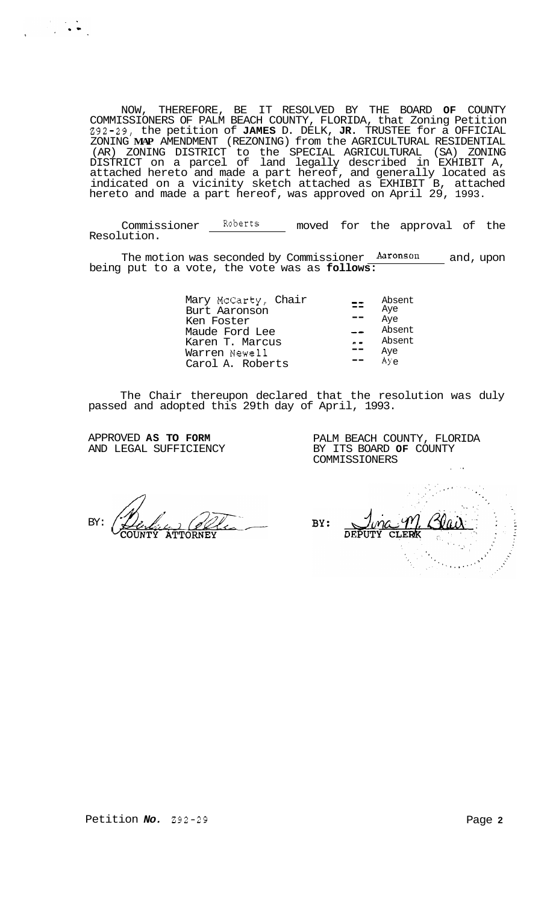NOW, THEREFORE, BE IT RESOLVED BY THE BOARD **OF** COUNTY COMMISSIONERS OF PALM BEACH COUNTY, FLORIDA, that Zoning Petition Z92-29, the petition of **JAMES** D. DELK, **JR.** TRUSTEE for a OFFICIAL ZONING **MAP** AMENDMENT (REZONING) from the AGRICULTURAL RESIDENTIAL (AR) ZONING DISTRICT to the SPECIAL AGRICULTURAL (SA) ZONING DISTRICT on a parcel of land legally described in EXHIBIT A, attached hereto and made a part hereof, and generally located as indicated on a vicinity sketch attached as EXHIBIT B, attached hereto and made a part hereof, was approved on April 29, 1993.

Commissioner Roberts moved for the approval of the Resolution.

The motion was seconded by Commissioner Aaronson and, upon being put to a vote, the vote was as **follows:**

| | | |
|---|---|---|
| Mary McCarty, Chair | -- | Absent |
| Burt Aaronson | -- | Aye |
| Ken Foster | -- | Aye |
| Maude Ford Lee | -- | Absent |
| Karen T. Marcus | -- | Absent |
| Warren Newell | -- | Aye |
| Carol A. Roberts | -- | Aye |

The Chair thereupon declared that the resolution was duly passed and adopted this 29th day of April, 1993.

APPROVED **AS TO FORM**
AND LEGAL SUFFICIENCY

BY: COUNTY ATTORNEY

PALM BEACH COUNTY, FLORIDA
BY ITS BOARD **OF** COUNTY
COMMISSIONERS

BY: DEPUTY CLERK

Petition *No.* Z92-29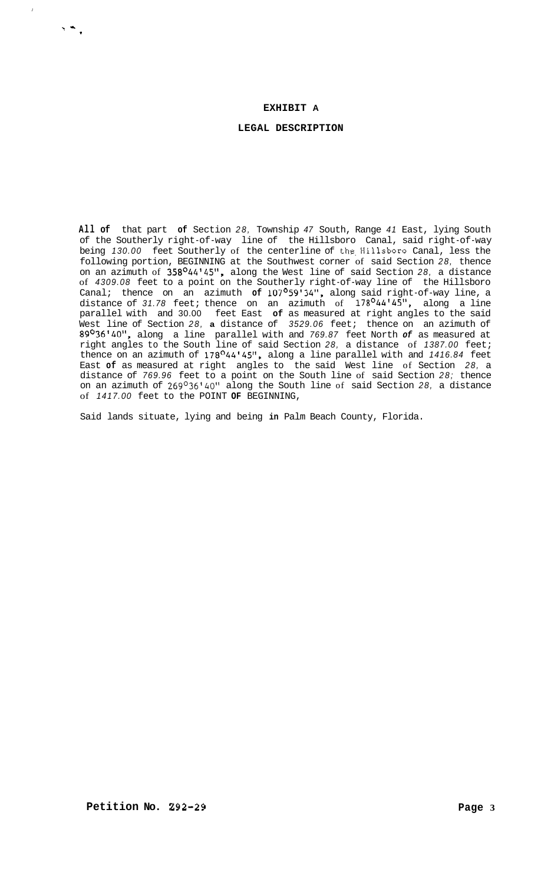## EXHIBIT A

## LEGAL DESCRIPTION

All of that part of Section 28, Township 47 South, Range 41 East, lying South of the Southerly right-of-way line of the Hillsboro Canal, said right-of-way being 130.00 feet Southerly of the centerline of the Hillsboro Canal, less the following portion, BEGINNING at the Southwest corner of said Section 28, thence on an azimuth of 358°44'45", along the West line of said Section 28, a distance of 4309.08 feet to a point on the Southerly right-of-way line of the Hillsboro Canal; thence on an azimuth of 107°59'34", along said right-of-way line, a distance of 31.78 feet; thence on an azimuth of 178°44'45", along a line parallel with and 30.00 feet East of as measured at right angles to the said West line of Section 28, a distance of 3529.06 feet; thence on an azimuth of 89°36'40", along a line parallel with and 769.87 feet North of as measured at right angles to the South line of said Section 28, a distance of 1387.00 feet; thence on an azimuth of 178°44'45", along a line parallel with and 1416.84 feet East of as measured at right angles to the said West line of Section 28, a distance of 769.96 feet to a point on the South line of said Section 28; thence on an azimuth of 269°36'40" along the South line of said Section 28, a distance of 1417.00 feet to the POINT OF BEGINNING,

Said lands situate, lying and being in Palm Beach County, Florida.

**Petition No. Z92-29**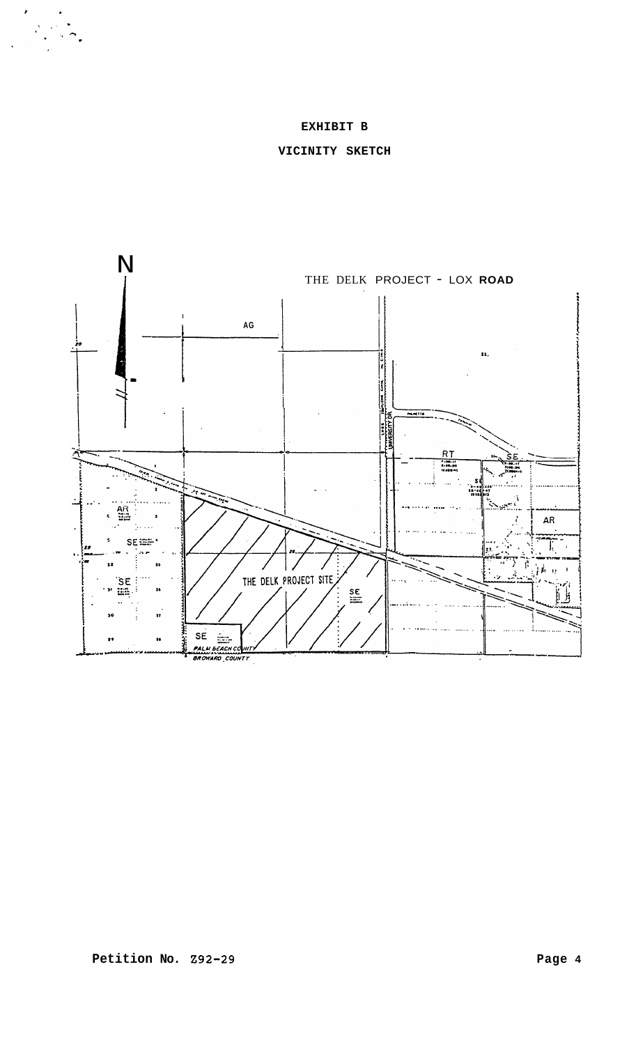# EXHIBIT B

## VICINITY SKETCH

N

THE DELK PROJECT - LOX **ROAD**

AG

RT

SE

AR

SE

AR

SE

THE DELK PROJECT SITE

SE

SE

UNIVERSITY DR.

PALM BEACH COUNTY

BROWARD COUNTY

**Petition No.** Z92-29